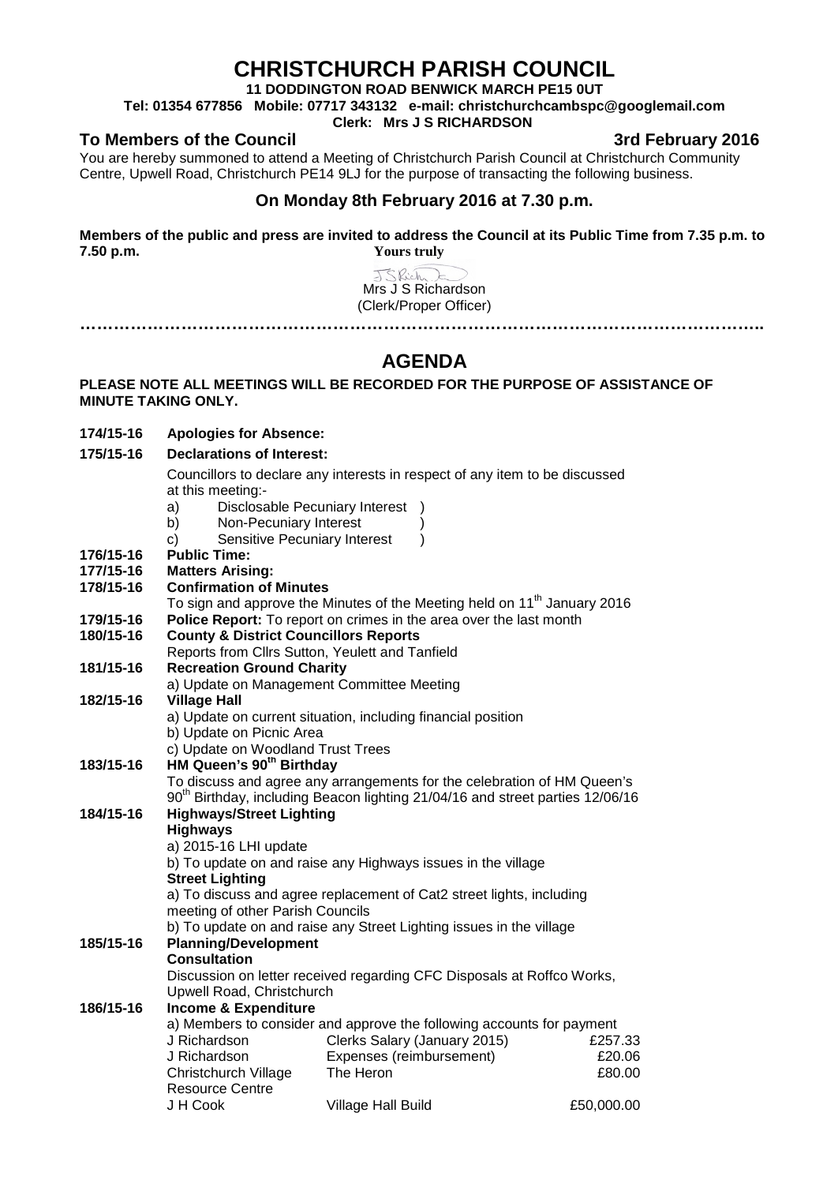# CHRISTCHURCH PARISH COUNCIL

**11 DODDINGTON ROAD BENWICK MARCH PE15 0UT**

**Tel: 01354 677856 Mobile: 07717 343132 e-mail: christchurchcambspc@googlemail.com**

**Clerk: Mrs J S RICHARDSON**

**To Members of the Council** **3rd February 2016**

You are hereby summoned to attend a Meeting of Christchurch Parish Council at Christchurch Community Centre, Upwell Road, Christchurch PE14 9LJ for the purpose of transacting the following business.

## On Monday 8th February 2016 at 7.30 p.m.

**Members of the public and press are invited to address the Council at its Public Time from 7.35 p.m. to 7.50 p.m.**

**Yours truly**

Mrs J S Richardson
(Clerk/Proper Officer)

……………………………………………………………………………………………………….

## AGENDA

**PLEASE NOTE ALL MEETINGS WILL BE RECORDED FOR THE PURPOSE OF ASSISTANCE OF MINUTE TAKING ONLY.**

**174/15-16 Apologies for Absence:**

**175/15-16 Declarations of Interest:**

Councillors to declare any interests in respect of any item to be discussed at this meeting:-

a) Disclosable Pecuniary Interest )
b) Non-Pecuniary Interest )
c) Sensitive Pecuniary Interest )

**176/15-16 Public Time:**

**177/15-16 Matters Arising:**

**178/15-16 Confirmation of Minutes**

To sign and approve the Minutes of the Meeting held on 11th January 2016

**179/15-16 Police Report:** To report on crimes in the area over the last month

**180/15-16 County & District Councillors Reports**

Reports from Cllrs Sutton, Yeulett and Tanfield

**181/15-16 Recreation Ground Charity**

a) Update on Management Committee Meeting

**182/15-16 Village Hall**

a) Update on current situation, including financial position
b) Update on Picnic Area
c) Update on Woodland Trust Trees

**183/15-16 HM Queen's 90th Birthday**

To discuss and agree any arrangements for the celebration of HM Queen's 90th Birthday, including Beacon lighting 21/04/16 and street parties 12/06/16

**184/15-16 Highways/Street Lighting**

**Highways**

a) 2015-16 LHI update
b) To update on and raise any Highways issues in the village

**Street Lighting**

a) To discuss and agree replacement of Cat2 street lights, including meeting of other Parish Councils
b) To update on and raise any Street Lighting issues in the village

**185/15-16 Planning/Development**

**Consultation**

Discussion on letter received regarding CFC Disposals at Roffco Works, Upwell Road, Christchurch

**186/15-16 Income & Expenditure**

a) Members to consider and approve the following accounts for payment

| | | |
|---|---|---|
| J Richardson | Clerks Salary (January 2015) | £257.33 |
| J Richardson | Expenses (reimbursement) | £20.06 |
| Christchurch Village Resource Centre | The Heron | £80.00 |
| J H Cook | Village Hall Build | £50,000.00 |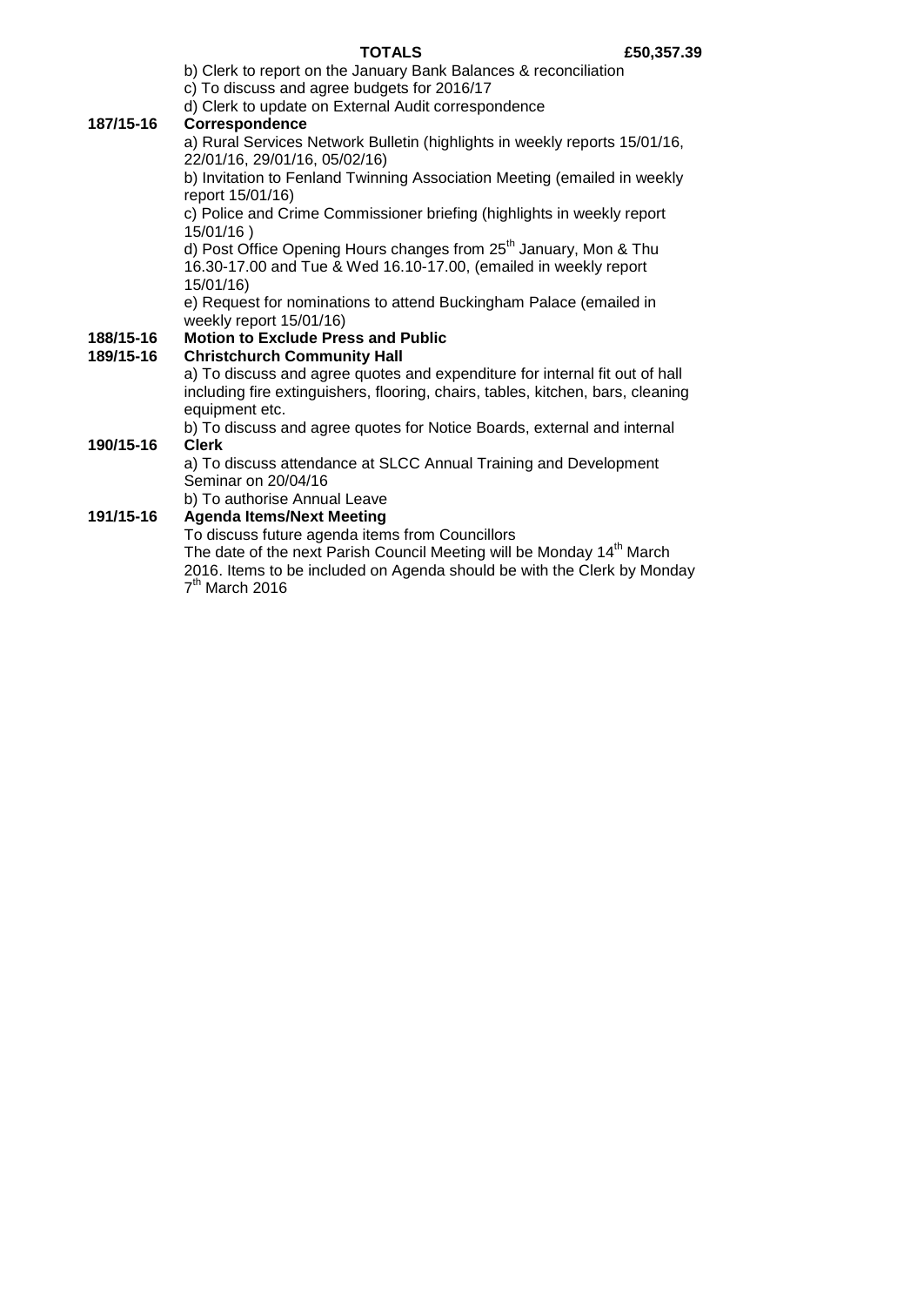**TOTALS** **£50,357.39**

b) Clerk to report on the January Bank Balances & reconciliation
c) To discuss and agree budgets for 2016/17
d) Clerk to update on External Audit correspondence

**187/15-16 Correspondence**

a) Rural Services Network Bulletin (highlights in weekly reports 15/01/16, 22/01/16, 29/01/16, 05/02/16)
b) Invitation to Fenland Twinning Association Meeting (emailed in weekly report 15/01/16)
c) Police and Crime Commissioner briefing (highlights in weekly report 15/01/16 )
d) Post Office Opening Hours changes from 25th January, Mon & Thu 16.30-17.00 and Tue & Wed 16.10-17.00, (emailed in weekly report 15/01/16)
e) Request for nominations to attend Buckingham Palace (emailed in weekly report 15/01/16)

**188/15-16 Motion to Exclude Press and Public**

**189/15-16 Christchurch Community Hall**

a) To discuss and agree quotes and expenditure for internal fit out of hall including fire extinguishers, flooring, chairs, tables, kitchen, bars, cleaning equipment etc.
b) To discuss and agree quotes for Notice Boards, external and internal

**190/15-16 Clerk**

a) To discuss attendance at SLCC Annual Training and Development Seminar on 20/04/16
b) To authorise Annual Leave

**191/15-16 Agenda Items/Next Meeting**

To discuss future agenda items from Councillors
The date of the next Parish Council Meeting will be Monday 14th March 2016. Items to be included on Agenda should be with the Clerk by Monday 7th March 2016